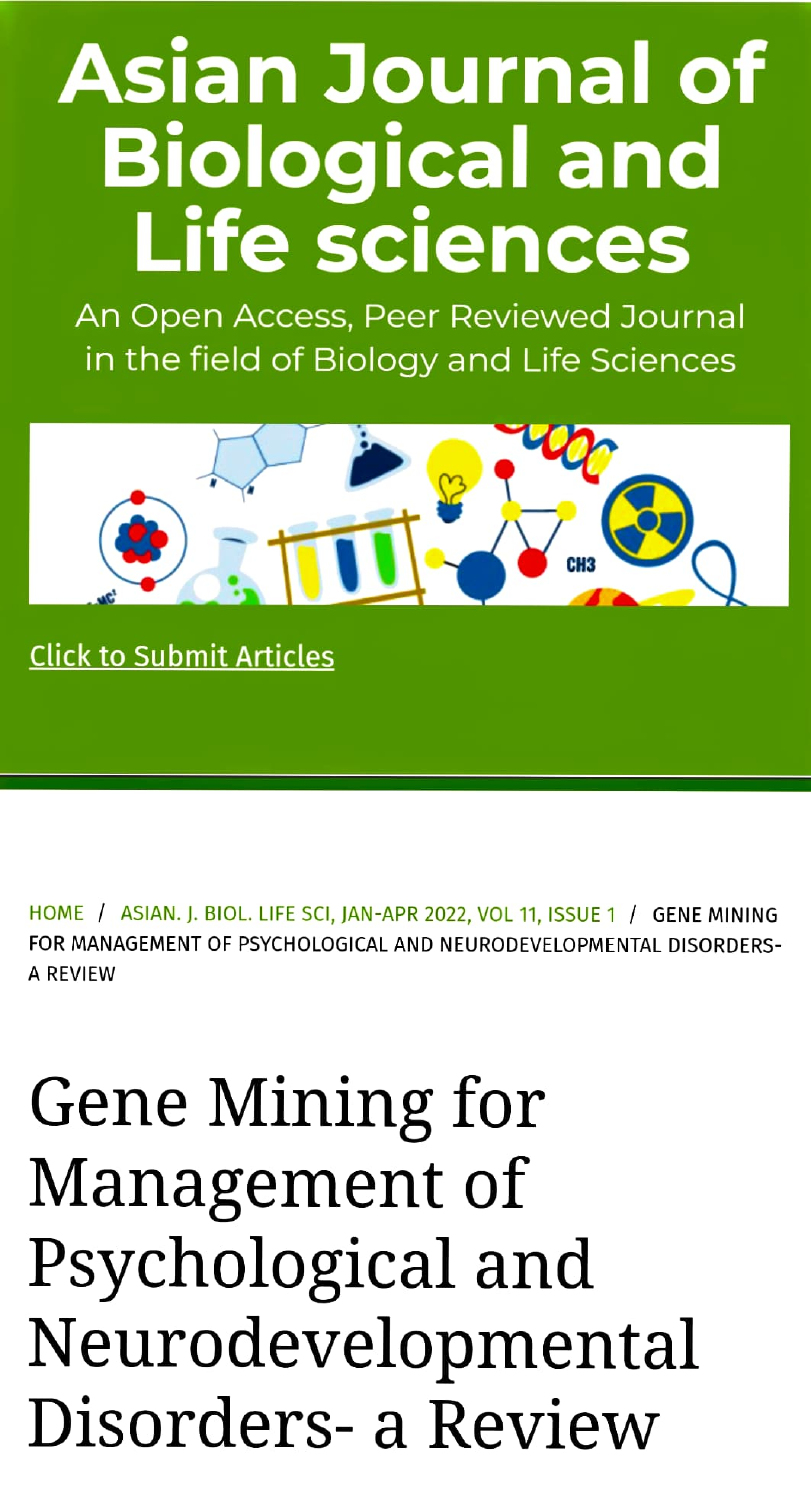# Asian Journal of Biological and Life sciences

An Open Access, Peer Reviewed Journal in the field of Biology and Life Sciences

Click to Submit Articles

HOME / ASIAN. J. BIOL. LIFE SCI, JAN-APR 2022, VOL 11, ISSUE 1 / GENE MINING FOR MANAGEMENT OF PSYCHOLOGICAL AND NEURODEVELOPMENTAL DISORDERS- A REVIEW

# Gene Mining for Management of Psychological and Neurodevelopmental Disorders- a Review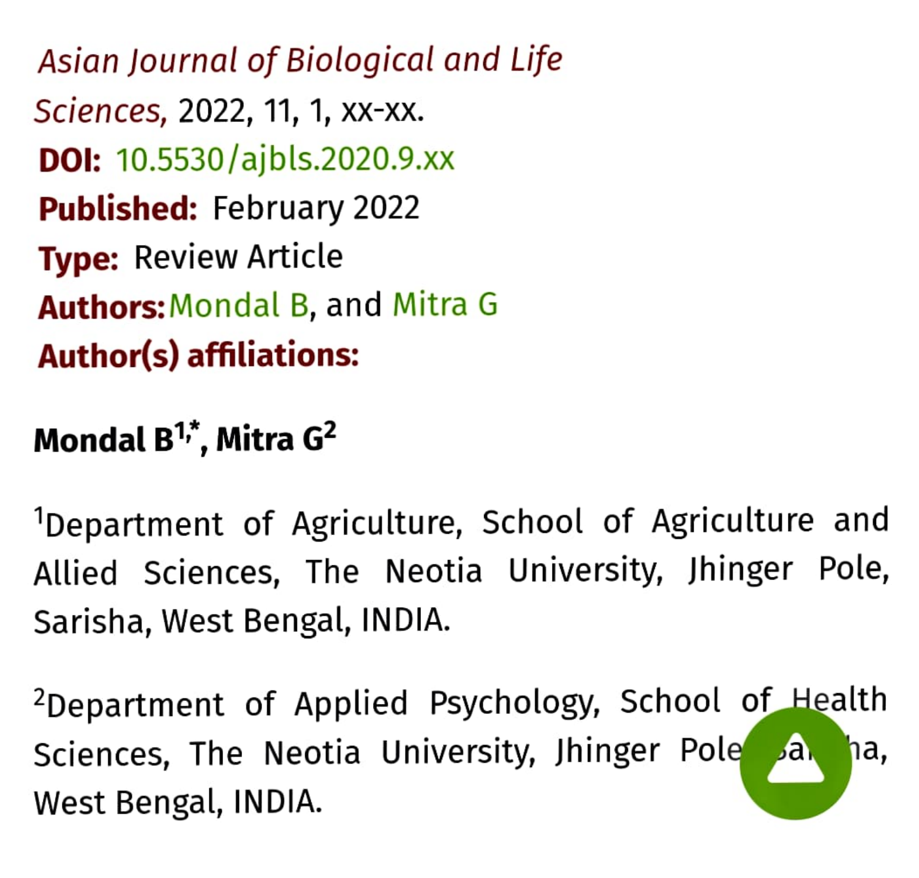*Asian Journal of Biological and Life Sciences*, 2022, 11, 1, xx-xx.

**DOI:** 10.5530/ajbls.2020.9.xx

**Published:** February 2022

**Type:** Review Article

**Authors:** Mondal B, and Mitra G

**Author(s) affiliations:**

**Mondal B[1,*], Mitra G[2]**

[1]Department of Agriculture, School of Agriculture and Allied Sciences, The Neotia University, Jhinger Pole, Sarisha, West Bengal, INDIA.

[2]Department of Applied Psychology, School of Health Sciences, The Neotia University, Jhinger Pole, Sarisha, West Bengal, INDIA.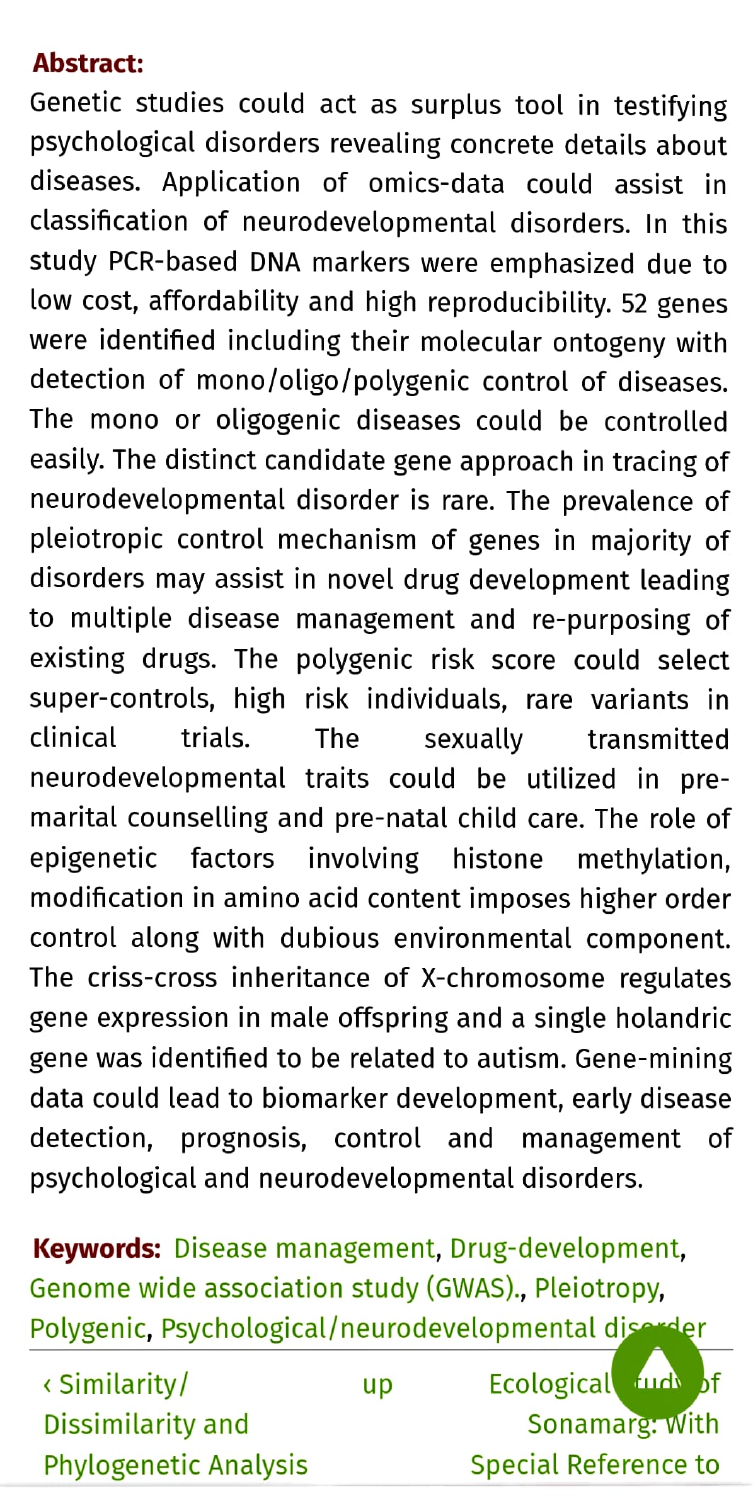**Abstract:**

Genetic studies could act as surplus tool in testifying psychological disorders revealing concrete details about diseases. Application of omics-data could assist in classification of neurodevelopmental disorders. In this study PCR-based DNA markers were emphasized due to low cost, affordability and high reproducibility. 52 genes were identified including their molecular ontogeny with detection of mono/oligo/polygenic control of diseases. The mono or oligogenic diseases could be controlled easily. The distinct candidate gene approach in tracing of neurodevelopmental disorder is rare. The prevalence of pleiotropic control mechanism of genes in majority of disorders may assist in novel drug development leading to multiple disease management and re-purposing of existing drugs. The polygenic risk score could select super-controls, high risk individuals, rare variants in clinical trials. The sexually transmitted neurodevelopmental traits could be utilized in pre-marital counselling and pre-natal child care. The role of epigenetic factors involving histone methylation, modification in amino acid content imposes higher order control along with dubious environmental component. The criss-cross inheritance of X-chromosome regulates gene expression in male offspring and a single holandric gene was identified to be related to autism. Gene-mining data could lead to biomarker development, early disease detection, prognosis, control and management of psychological and neurodevelopmental disorders.

**Keywords:** Disease management, Drug-development, Genome wide association study (GWAS)., Pleiotropy, Polygenic, Psychological/neurodevelopmental disorder

‹ Similarity/ Dissimilarity and Phylogenetic Analysis

up

Ecological Study of Sonamarg: With Special Reference to